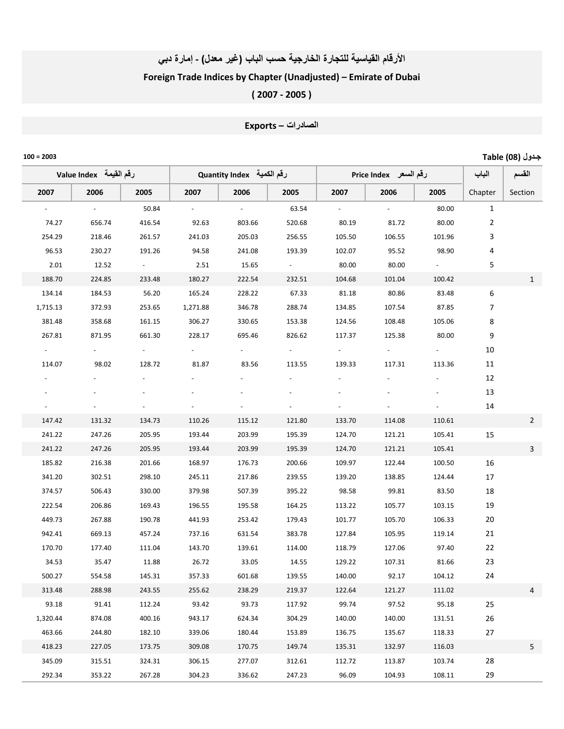# الأرقام القياسية للتجارة الخارجية حسب الباب (غير معدل) - إمارة دبي

# Foreign Trade Indices by Chapter (Unadjusted) – Emirate of Dubai

## ( 2007 - 2005 )

## Exports – الصادرات

100 = 2003

جدول (08) Table

| Value Index رقم القيمة | | | Quantity Index رقم الكمية | | | Price Index رقم السعر | | | الباب | القسم |
|---|---|---|---|---|---|---|---|---|---|---|
| 2007 | 2006 | 2005 | 2007 | 2006 | 2005 | 2007 | 2006 | 2005 | Chapter | Section |
| - | - | 50.84 | - | - | 63.54 | - | - | 80.00 | 1 | |
| 74.27 | 656.74 | 416.54 | 92.63 | 803.66 | 520.68 | 80.19 | 81.72 | 80.00 | 2 | |
| 254.29 | 218.46 | 261.57 | 241.03 | 205.03 | 256.55 | 105.50 | 106.55 | 101.96 | 3 | |
| 96.53 | 230.27 | 191.26 | 94.58 | 241.08 | 193.39 | 102.07 | 95.52 | 98.90 | 4 | |
| 2.01 | 12.52 | - | 2.51 | 15.65 | - | 80.00 | 80.00 | - | 5 | |
| 188.70 | 224.85 | 233.48 | 180.27 | 222.54 | 232.51 | 104.68 | 101.04 | 100.42 | | 1 |
| 134.14 | 184.53 | 56.20 | 165.24 | 228.22 | 67.33 | 81.18 | 80.86 | 83.48 | 6 | |
| 1,715.13 | 372.93 | 253.65 | 1,271.88 | 346.78 | 288.74 | 134.85 | 107.54 | 87.85 | 7 | |
| 381.48 | 358.68 | 161.15 | 306.27 | 330.65 | 153.38 | 124.56 | 108.48 | 105.06 | 8 | |
| 267.81 | 871.95 | 661.30 | 228.17 | 695.46 | 826.62 | 117.37 | 125.38 | 80.00 | 9 | |
| - | - | - | - | - | - | - | - | - | 10 | |
| 114.07 | 98.02 | 128.72 | 81.87 | 83.56 | 113.55 | 139.33 | 117.31 | 113.36 | 11 | |
| - | - | - | - | - | - | - | - | - | 12 | |
| - | - | - | - | - | - | - | - | - | 13 | |
| - | - | - | - | - | - | - | - | - | 14 | |
| 147.42 | 131.32 | 134.73 | 110.26 | 115.12 | 121.80 | 133.70 | 114.08 | 110.61 | | 2 |
| 241.22 | 247.26 | 205.95 | 193.44 | 203.99 | 195.39 | 124.70 | 121.21 | 105.41 | 15 | |
| 241.22 | 247.26 | 205.95 | 193.44 | 203.99 | 195.39 | 124.70 | 121.21 | 105.41 | | 3 |
| 185.82 | 216.38 | 201.66 | 168.97 | 176.73 | 200.66 | 109.97 | 122.44 | 100.50 | 16 | |
| 341.20 | 302.51 | 298.10 | 245.11 | 217.86 | 239.55 | 139.20 | 138.85 | 124.44 | 17 | |
| 374.57 | 506.43 | 330.00 | 379.98 | 507.39 | 395.22 | 98.58 | 99.81 | 83.50 | 18 | |
| 222.54 | 206.86 | 169.43 | 196.55 | 195.58 | 164.25 | 113.22 | 105.77 | 103.15 | 19 | |
| 449.73 | 267.88 | 190.78 | 441.93 | 253.42 | 179.43 | 101.77 | 105.70 | 106.33 | 20 | |
| 942.41 | 669.13 | 457.24 | 737.16 | 631.54 | 383.78 | 127.84 | 105.95 | 119.14 | 21 | |
| 170.70 | 177.40 | 111.04 | 143.70 | 139.61 | 114.00 | 118.79 | 127.06 | 97.40 | 22 | |
| 34.53 | 35.47 | 11.88 | 26.72 | 33.05 | 14.55 | 129.22 | 107.31 | 81.66 | 23 | |
| 500.27 | 554.58 | 145.31 | 357.33 | 601.68 | 139.55 | 140.00 | 92.17 | 104.12 | 24 | |
| 313.48 | 288.98 | 243.55 | 255.62 | 238.29 | 219.37 | 122.64 | 121.27 | 111.02 | | 4 |
| 93.18 | 91.41 | 112.24 | 93.42 | 93.73 | 117.92 | 99.74 | 97.52 | 95.18 | 25 | |
| 1,320.44 | 874.08 | 400.16 | 943.17 | 624.34 | 304.29 | 140.00 | 140.00 | 131.51 | 26 | |
| 463.66 | 244.80 | 182.10 | 339.06 | 180.44 | 153.89 | 136.75 | 135.67 | 118.33 | 27 | |
| 418.23 | 227.05 | 173.75 | 309.08 | 170.75 | 149.74 | 135.31 | 132.97 | 116.03 | | 5 |
| 345.09 | 315.51 | 324.31 | 306.15 | 277.07 | 312.61 | 112.72 | 113.87 | 103.74 | 28 | |
| 292.34 | 353.22 | 267.28 | 304.23 | 336.62 | 247.23 | 96.09 | 104.93 | 108.11 | 29 | |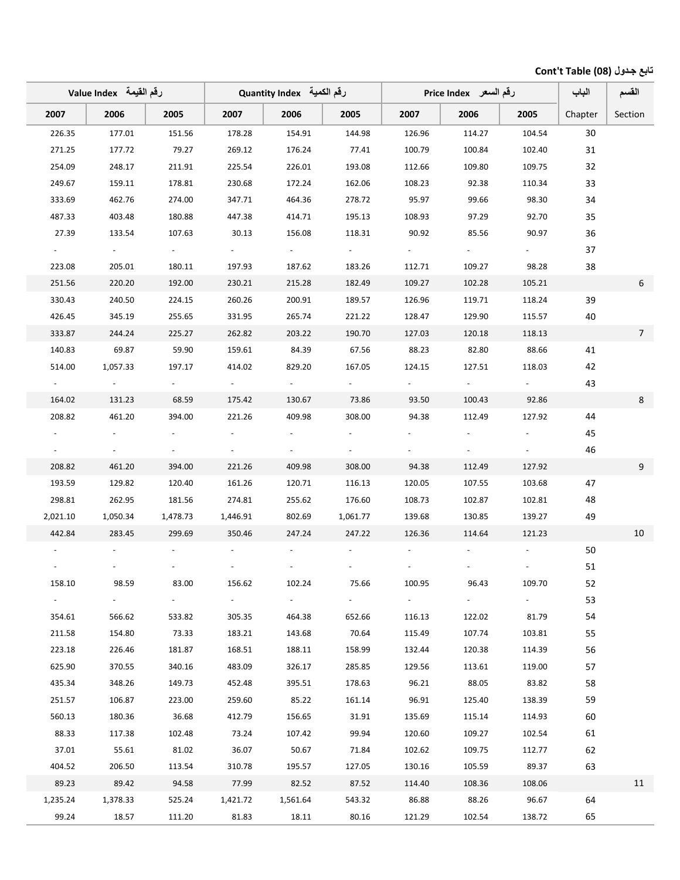**تابع جدول (08) Cont't Table**

| Value Index رقم القيمة | | | Quantity Index رقم الكمية | | | Price Index رقم السعر | | | الباب | القسم |
|---|---|---|---|---|---|---|---|---|---|---|
| 2007 | 2006 | 2005 | 2007 | 2006 | 2005 | 2007 | 2006 | 2005 | Chapter | Section |
| 226.35 | 177.01 | 151.56 | 178.28 | 154.91 | 144.98 | 126.96 | 114.27 | 104.54 | 30 | |
| 271.25 | 177.72 | 79.27 | 269.12 | 176.24 | 77.41 | 100.79 | 100.84 | 102.40 | 31 | |
| 254.09 | 248.17 | 211.91 | 225.54 | 226.01 | 193.08 | 112.66 | 109.80 | 109.75 | 32 | |
| 249.67 | 159.11 | 178.81 | 230.68 | 172.24 | 162.06 | 108.23 | 92.38 | 110.34 | 33 | |
| 333.69 | 462.76 | 274.00 | 347.71 | 464.36 | 278.72 | 95.97 | 99.66 | 98.30 | 34 | |
| 487.33 | 403.48 | 180.88 | 447.38 | 414.71 | 195.13 | 108.93 | 97.29 | 92.70 | 35 | |
| 27.39 | 133.54 | 107.63 | 30.13 | 156.08 | 118.31 | 90.92 | 85.56 | 90.97 | 36 | |
| - | - | - | - | - | - | - | - | - | 37 | |
| 223.08 | 205.01 | 180.11 | 197.93 | 187.62 | 183.26 | 112.71 | 109.27 | 98.28 | 38 | |
| 251.56 | 220.20 | 192.00 | 230.21 | 215.28 | 182.49 | 109.27 | 102.28 | 105.21 | | 6 |
| 330.43 | 240.50 | 224.15 | 260.26 | 200.91 | 189.57 | 126.96 | 119.71 | 118.24 | 39 | |
| 426.45 | 345.19 | 255.65 | 331.95 | 265.74 | 221.22 | 128.47 | 129.90 | 115.57 | 40 | |
| 333.87 | 244.24 | 225.27 | 262.82 | 203.22 | 190.70 | 127.03 | 120.18 | 118.13 | | 7 |
| 140.83 | 69.87 | 59.90 | 159.61 | 84.39 | 67.56 | 88.23 | 82.80 | 88.66 | 41 | |
| 514.00 | 1,057.33 | 197.17 | 414.02 | 829.20 | 167.05 | 124.15 | 127.51 | 118.03 | 42 | |
| - | - | - | - | - | - | - | - | - | 43 | |
| 164.02 | 131.23 | 68.59 | 175.42 | 130.67 | 73.86 | 93.50 | 100.43 | 92.86 | | 8 |
| 208.82 | 461.20 | 394.00 | 221.26 | 409.98 | 308.00 | 94.38 | 112.49 | 127.92 | 44 | |
| - | - | - | - | - | - | - | - | - | 45 | |
| - | - | - | - | - | - | - | - | - | 46 | |
| 208.82 | 461.20 | 394.00 | 221.26 | 409.98 | 308.00 | 94.38 | 112.49 | 127.92 | | 9 |
| 193.59 | 129.82 | 120.40 | 161.26 | 120.71 | 116.13 | 120.05 | 107.55 | 103.68 | 47 | |
| 298.81 | 262.95 | 181.56 | 274.81 | 255.62 | 176.60 | 108.73 | 102.87 | 102.81 | 48 | |
| 2,021.10 | 1,050.34 | 1,478.73 | 1,446.91 | 802.69 | 1,061.77 | 139.68 | 130.85 | 139.27 | 49 | |
| 442.84 | 283.45 | 299.69 | 350.46 | 247.24 | 247.22 | 126.36 | 114.64 | 121.23 | | 10 |
| - | - | - | - | - | - | - | - | - | 50 | |
| - | - | - | - | - | - | - | - | - | 51 | |
| 158.10 | 98.59 | 83.00 | 156.62 | 102.24 | 75.66 | 100.95 | 96.43 | 109.70 | 52 | |
| - | - | - | - | - | - | - | - | - | 53 | |
| 354.61 | 566.62 | 533.82 | 305.35 | 464.38 | 652.66 | 116.13 | 122.02 | 81.79 | 54 | |
| 211.58 | 154.80 | 73.33 | 183.21 | 143.68 | 70.64 | 115.49 | 107.74 | 103.81 | 55 | |
| 223.18 | 226.46 | 181.87 | 168.51 | 188.11 | 158.99 | 132.44 | 120.38 | 114.39 | 56 | |
| 625.90 | 370.55 | 340.16 | 483.09 | 326.17 | 285.85 | 129.56 | 113.61 | 119.00 | 57 | |
| 435.34 | 348.26 | 149.73 | 452.48 | 395.51 | 178.63 | 96.21 | 88.05 | 83.82 | 58 | |
| 251.57 | 106.87 | 223.00 | 259.60 | 85.22 | 161.14 | 96.91 | 125.40 | 138.39 | 59 | |
| 560.13 | 180.36 | 36.68 | 412.79 | 156.65 | 31.91 | 135.69 | 115.14 | 114.93 | 60 | |
| 88.33 | 117.38 | 102.48 | 73.24 | 107.42 | 99.94 | 120.60 | 109.27 | 102.54 | 61 | |
| 37.01 | 55.61 | 81.02 | 36.07 | 50.67 | 71.84 | 102.62 | 109.75 | 112.77 | 62 | |
| 404.52 | 206.50 | 113.54 | 310.78 | 195.57 | 127.05 | 130.16 | 105.59 | 89.37 | 63 | |
| 89.23 | 89.42 | 94.58 | 77.99 | 82.52 | 87.52 | 114.40 | 108.36 | 108.06 | | 11 |
| 1,235.24 | 1,378.33 | 525.24 | 1,421.72 | 1,561.64 | 543.32 | 86.88 | 88.26 | 96.67 | 64 | |
| 99.24 | 18.57 | 111.20 | 81.83 | 18.11 | 80.16 | 121.29 | 102.54 | 138.72 | 65 | |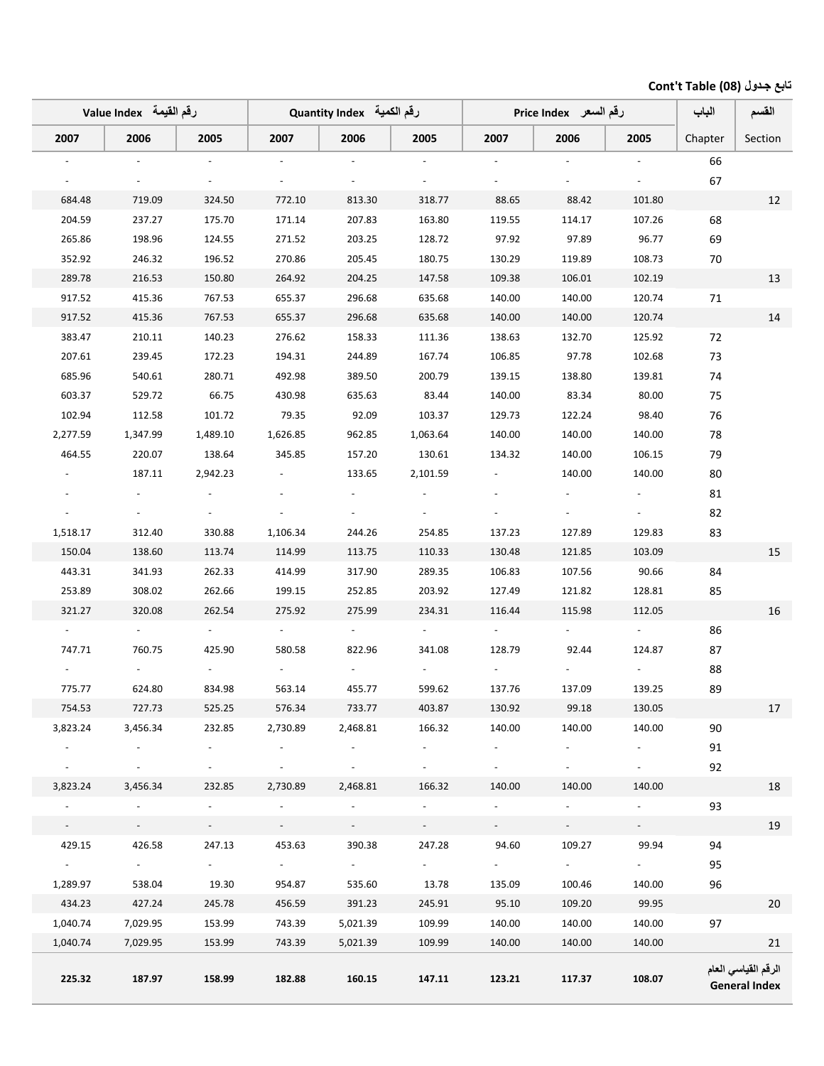**Cont't Table (08) تابع جدول**

| Value Index رقم القيمة | | | Quantity Index رقم الكمية | | | Price Index رقم السعر | | | الباب | القسم |
|---|---|---|---|---|---|---|---|---|---|---|
| 2007 | 2006 | 2005 | 2007 | 2006 | 2005 | 2007 | 2006 | 2005 | Chapter | Section |
| - | - | - | - | - | - | - | - | - | 66 | |
| - | - | - | - | - | - | - | - | - | 67 | |
| 684.48 | 719.09 | 324.50 | 772.10 | 813.30 | 318.77 | 88.65 | 88.42 | 101.80 | | 12 |
| 204.59 | 237.27 | 175.70 | 171.14 | 207.83 | 163.80 | 119.55 | 114.17 | 107.26 | 68 | |
| 265.86 | 198.96 | 124.55 | 271.52 | 203.25 | 128.72 | 97.92 | 97.89 | 96.77 | 69 | |
| 352.92 | 246.32 | 196.52 | 270.86 | 205.45 | 180.75 | 130.29 | 119.89 | 108.73 | 70 | |
| 289.78 | 216.53 | 150.80 | 264.92 | 204.25 | 147.58 | 109.38 | 106.01 | 102.19 | | 13 |
| 917.52 | 415.36 | 767.53 | 655.37 | 296.68 | 635.68 | 140.00 | 140.00 | 120.74 | 71 | |
| 917.52 | 415.36 | 767.53 | 655.37 | 296.68 | 635.68 | 140.00 | 140.00 | 120.74 | | 14 |
| 383.47 | 210.11 | 140.23 | 276.62 | 158.33 | 111.36 | 138.63 | 132.70 | 125.92 | 72 | |
| 207.61 | 239.45 | 172.23 | 194.31 | 244.89 | 167.74 | 106.85 | 97.78 | 102.68 | 73 | |
| 685.96 | 540.61 | 280.71 | 492.98 | 389.50 | 200.79 | 139.15 | 138.80 | 139.81 | 74 | |
| 603.37 | 529.72 | 66.75 | 430.98 | 635.63 | 83.44 | 140.00 | 83.34 | 80.00 | 75 | |
| 102.94 | 112.58 | 101.72 | 79.35 | 92.09 | 103.37 | 129.73 | 122.24 | 98.40 | 76 | |
| 2,277.59 | 1,347.99 | 1,489.10 | 1,626.85 | 962.85 | 1,063.64 | 140.00 | 140.00 | 140.00 | 78 | |
| 464.55 | 220.07 | 138.64 | 345.85 | 157.20 | 130.61 | 134.32 | 140.00 | 106.15 | 79 | |
| - | 187.11 | 2,942.23 | - | 133.65 | 2,101.59 | - | 140.00 | 140.00 | 80 | |
| - | - | - | - | - | - | - | - | - | 81 | |
| - | - | - | - | - | - | - | - | - | 82 | |
| 1,518.17 | 312.40 | 330.88 | 1,106.34 | 244.26 | 254.85 | 137.23 | 127.89 | 129.83 | 83 | |
| 150.04 | 138.60 | 113.74 | 114.99 | 113.75 | 110.33 | 130.48 | 121.85 | 103.09 | | 15 |
| 443.31 | 341.93 | 262.33 | 414.99 | 317.90 | 289.35 | 106.83 | 107.56 | 90.66 | 84 | |
| 253.89 | 308.02 | 262.66 | 199.15 | 252.85 | 203.92 | 127.49 | 121.82 | 128.81 | 85 | |
| 321.27 | 320.08 | 262.54 | 275.92 | 275.99 | 234.31 | 116.44 | 115.98 | 112.05 | | 16 |
| - | - | - | - | - | - | - | - | - | 86 | |
| 747.71 | 760.75 | 425.90 | 580.58 | 822.96 | 341.08 | 128.79 | 92.44 | 124.87 | 87 | |
| - | - | - | - | - | - | - | - | - | 88 | |
| 775.77 | 624.80 | 834.98 | 563.14 | 455.77 | 599.62 | 137.76 | 137.09 | 139.25 | 89 | |
| 754.53 | 727.73 | 525.25 | 576.34 | 733.77 | 403.87 | 130.92 | 99.18 | 130.05 | | 17 |
| 3,823.24 | 3,456.34 | 232.85 | 2,730.89 | 2,468.81 | 166.32 | 140.00 | 140.00 | 140.00 | 90 | |
| - | - | - | - | - | - | - | - | - | 91 | |
| - | - | - | - | - | - | - | - | - | 92 | |
| 3,823.24 | 3,456.34 | 232.85 | 2,730.89 | 2,468.81 | 166.32 | 140.00 | 140.00 | 140.00 | | 18 |
| - | - | - | - | - | - | - | - | - | 93 | |
| - | - | - | - | - | - | - | - | - | | 19 |
| 429.15 | 426.58 | 247.13 | 453.63 | 390.38 | 247.28 | 94.60 | 109.27 | 99.94 | 94 | |
| - | - | - | - | - | - | - | - | - | 95 | |
| 1,289.97 | 538.04 | 19.30 | 954.87 | 535.60 | 13.78 | 135.09 | 100.46 | 140.00 | 96 | |
| 434.23 | 427.24 | 245.78 | 456.59 | 391.23 | 245.91 | 95.10 | 109.20 | 99.95 | | 20 |
| 1,040.74 | 7,029.95 | 153.99 | 743.39 | 5,021.39 | 109.99 | 140.00 | 140.00 | 140.00 | 97 | |
| 1,040.74 | 7,029.95 | 153.99 | 743.39 | 5,021.39 | 109.99 | 140.00 | 140.00 | 140.00 | | 21 |
| **225.32** | **187.97** | **158.99** | **182.88** | **160.15** | **147.11** | **123.21** | **117.37** | **108.07** | **الرقم القياسي العام General Index** | |